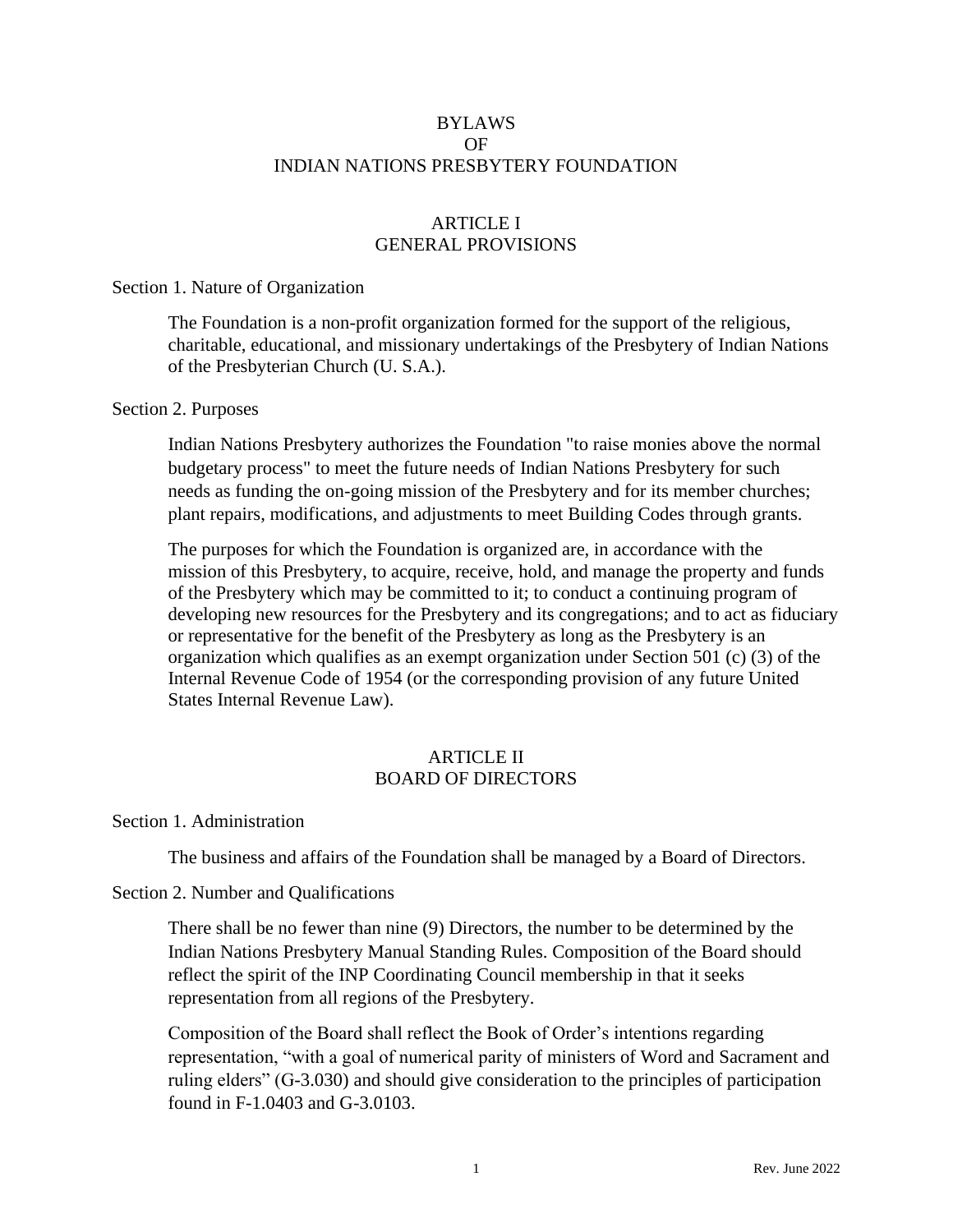# BYLAWS
# OF
# INDIAN NATIONS PRESBYTERY FOUNDATION

## ARTICLE I
## GENERAL PROVISIONS

Section 1. Nature of Organization

The Foundation is a non-profit organization formed for the support of the religious, charitable, educational, and missionary undertakings of the Presbytery of Indian Nations of the Presbyterian Church (U. S.A.).

Section 2. Purposes

Indian Nations Presbytery authorizes the Foundation "to raise monies above the normal budgetary process" to meet the future needs of Indian Nations Presbytery for such needs as funding the on-going mission of the Presbytery and for its member churches; plant repairs, modifications, and adjustments to meet Building Codes through grants.

The purposes for which the Foundation is organized are, in accordance with the mission of this Presbytery, to acquire, receive, hold, and manage the property and funds of the Presbytery which may be committed to it; to conduct a continuing program of developing new resources for the Presbytery and its congregations; and to act as fiduciary or representative for the benefit of the Presbytery as long as the Presbytery is an organization which qualifies as an exempt organization under Section 501 (c) (3) of the Internal Revenue Code of 1954 (or the corresponding provision of any future United States Internal Revenue Law).

## ARTICLE II
## BOARD OF DIRECTORS

Section 1. Administration

The business and affairs of the Foundation shall be managed by a Board of Directors.

Section 2. Number and Qualifications

There shall be no fewer than nine (9) Directors, the number to be determined by the Indian Nations Presbytery Manual Standing Rules. Composition of the Board should reflect the spirit of the INP Coordinating Council membership in that it seeks representation from all regions of the Presbytery.

Composition of the Board shall reflect the Book of Order's intentions regarding representation, "with a goal of numerical parity of ministers of Word and Sacrament and ruling elders" (G-3.030) and should give consideration to the principles of participation found in F-1.0403 and G-3.0103.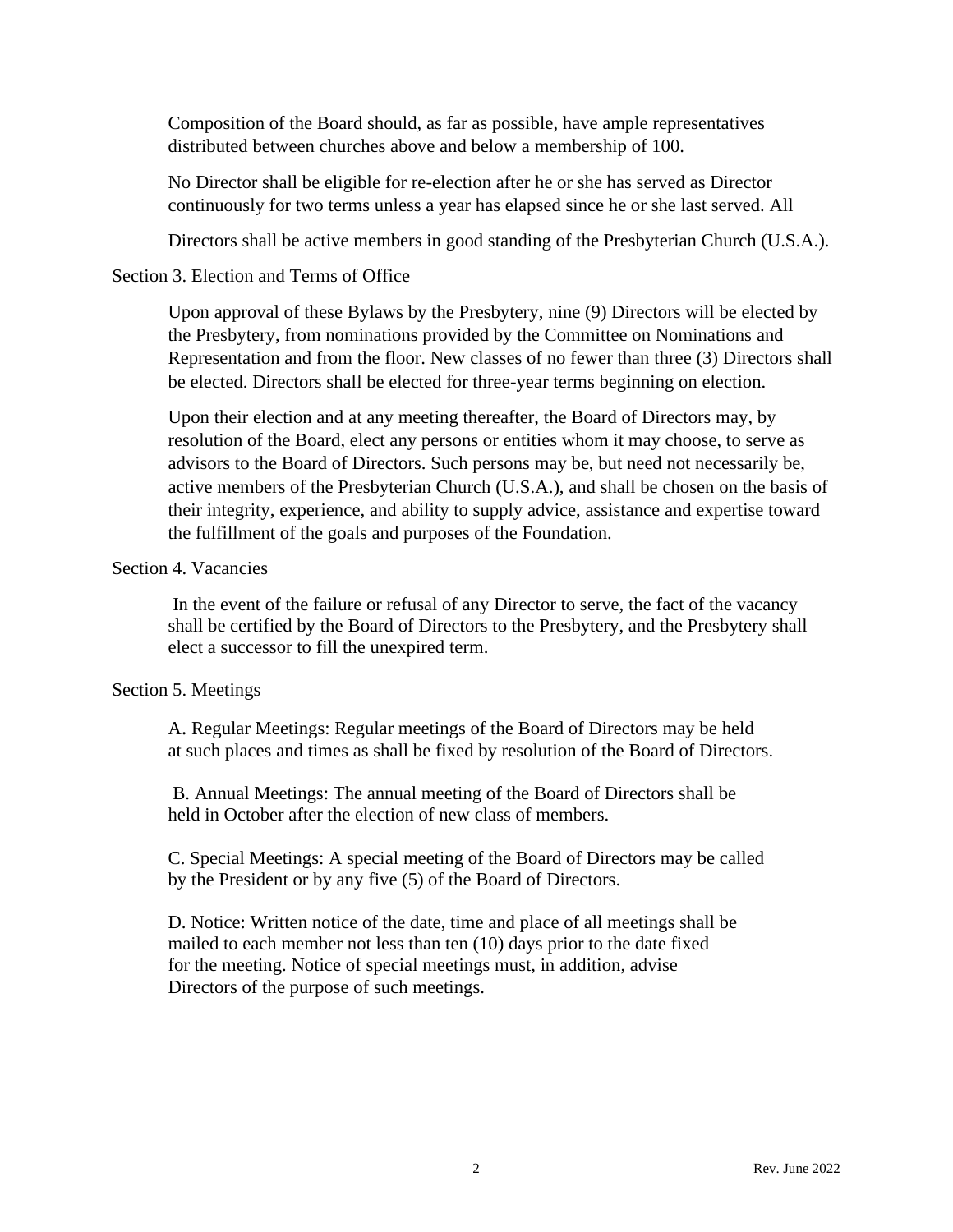Composition of the Board should, as far as possible, have ample representatives distributed between churches above and below a membership of 100.

No Director shall be eligible for re-election after he or she has served as Director continuously for two terms unless a year has elapsed since he or she last served. All

Directors shall be active members in good standing of the Presbyterian Church (U.S.A.).

Section 3. Election and Terms of Office

Upon approval of these Bylaws by the Presbytery, nine (9) Directors will be elected by the Presbytery, from nominations provided by the Committee on Nominations and Representation and from the floor. New classes of no fewer than three (3) Directors shall be elected. Directors shall be elected for three-year terms beginning on election.

Upon their election and at any meeting thereafter, the Board of Directors may, by resolution of the Board, elect any persons or entities whom it may choose, to serve as advisors to the Board of Directors. Such persons may be, but need not necessarily be, active members of the Presbyterian Church (U.S.A.), and shall be chosen on the basis of their integrity, experience, and ability to supply advice, assistance and expertise toward the fulfillment of the goals and purposes of the Foundation.

Section 4. Vacancies

In the event of the failure or refusal of any Director to serve, the fact of the vacancy shall be certified by the Board of Directors to the Presbytery, and the Presbytery shall elect a successor to fill the unexpired term.

Section 5. Meetings

A. Regular Meetings: Regular meetings of the Board of Directors may be held at such places and times as shall be fixed by resolution of the Board of Directors.

B. Annual Meetings: The annual meeting of the Board of Directors shall be held in October after the election of new class of members.

C. Special Meetings: A special meeting of the Board of Directors may be called by the President or by any five (5) of the Board of Directors.

D. Notice: Written notice of the date, time and place of all meetings shall be mailed to each member not less than ten (10) days prior to the date fixed for the meeting. Notice of special meetings must, in addition, advise Directors of the purpose of such meetings.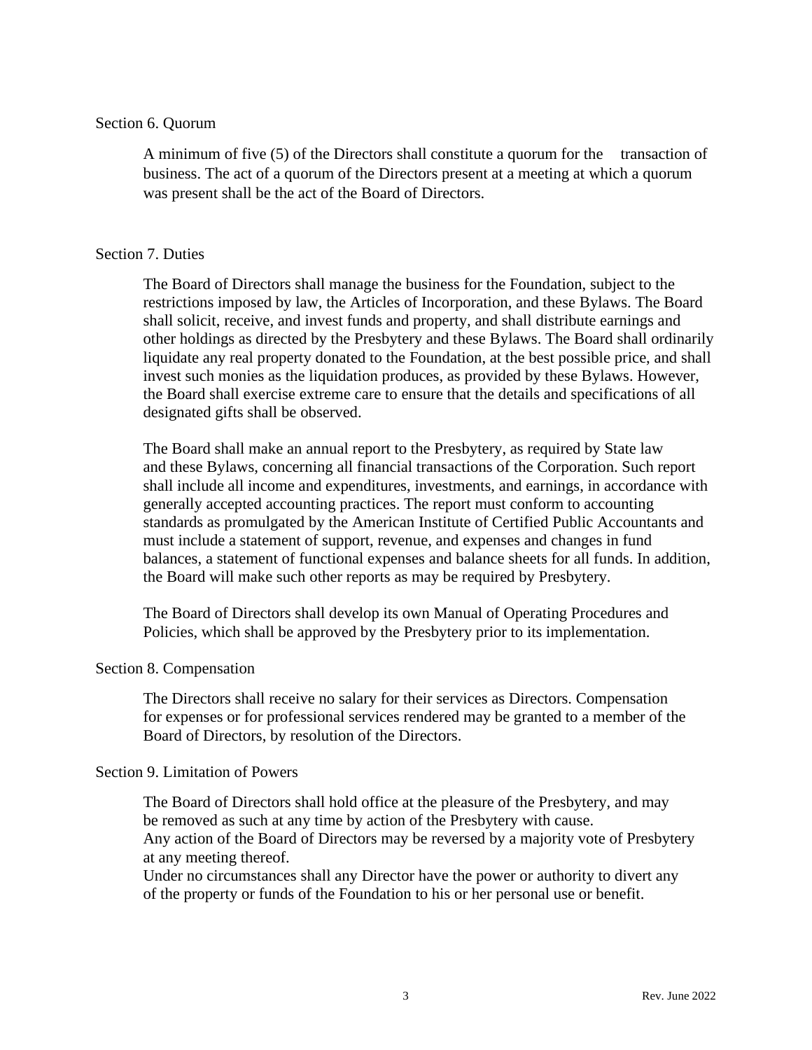Section 6. Quorum

A minimum of five (5) of the Directors shall constitute a quorum for the transaction of business. The act of a quorum of the Directors present at a meeting at which a quorum was present shall be the act of the Board of Directors.

Section 7. Duties

The Board of Directors shall manage the business for the Foundation, subject to the restrictions imposed by law, the Articles of Incorporation, and these Bylaws. The Board shall solicit, receive, and invest funds and property, and shall distribute earnings and other holdings as directed by the Presbytery and these Bylaws. The Board shall ordinarily liquidate any real property donated to the Foundation, at the best possible price, and shall invest such monies as the liquidation produces, as provided by these Bylaws. However, the Board shall exercise extreme care to ensure that the details and specifications of all designated gifts shall be observed.

The Board shall make an annual report to the Presbytery, as required by State law and these Bylaws, concerning all financial transactions of the Corporation. Such report shall include all income and expenditures, investments, and earnings, in accordance with generally accepted accounting practices. The report must conform to accounting standards as promulgated by the American Institute of Certified Public Accountants and must include a statement of support, revenue, and expenses and changes in fund balances, a statement of functional expenses and balance sheets for all funds. In addition, the Board will make such other reports as may be required by Presbytery.

The Board of Directors shall develop its own Manual of Operating Procedures and Policies, which shall be approved by the Presbytery prior to its implementation.

Section 8. Compensation

The Directors shall receive no salary for their services as Directors. Compensation for expenses or for professional services rendered may be granted to a member of the Board of Directors, by resolution of the Directors.

Section 9. Limitation of Powers

The Board of Directors shall hold office at the pleasure of the Presbytery, and may be removed as such at any time by action of the Presbytery with cause.
Any action of the Board of Directors may be reversed by a majority vote of Presbytery at any meeting thereof.
Under no circumstances shall any Director have the power or authority to divert any of the property or funds of the Foundation to his or her personal use or benefit.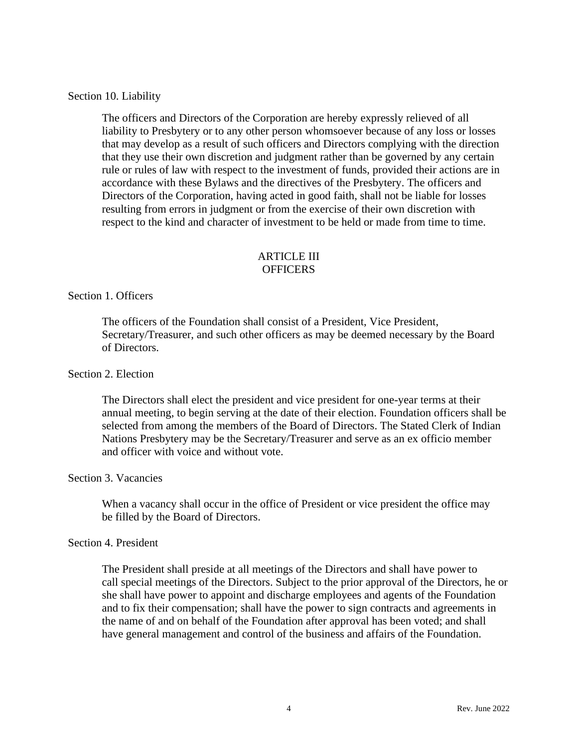Section 10. Liability

The officers and Directors of the Corporation are hereby expressly relieved of all liability to Presbytery or to any other person whomsoever because of any loss or losses that may develop as a result of such officers and Directors complying with the direction that they use their own discretion and judgment rather than be governed by any certain rule or rules of law with respect to the investment of funds, provided their actions are in accordance with these Bylaws and the directives of the Presbytery. The officers and Directors of the Corporation, having acted in good faith, shall not be liable for losses resulting from errors in judgment or from the exercise of their own discretion with respect to the kind and character of investment to be held or made from time to time.

## ARTICLE III
## OFFICERS

Section 1. Officers

The officers of the Foundation shall consist of a President, Vice President, Secretary/Treasurer, and such other officers as may be deemed necessary by the Board of Directors.

Section 2. Election

The Directors shall elect the president and vice president for one-year terms at their annual meeting, to begin serving at the date of their election. Foundation officers shall be selected from among the members of the Board of Directors. The Stated Clerk of Indian Nations Presbytery may be the Secretary/Treasurer and serve as an ex officio member and officer with voice and without vote.

Section 3. Vacancies

When a vacancy shall occur in the office of President or vice president the office may be filled by the Board of Directors.

Section 4. President

The President shall preside at all meetings of the Directors and shall have power to call special meetings of the Directors. Subject to the prior approval of the Directors, he or she shall have power to appoint and discharge employees and agents of the Foundation and to fix their compensation; shall have the power to sign contracts and agreements in the name of and on behalf of the Foundation after approval has been voted; and shall have general management and control of the business and affairs of the Foundation.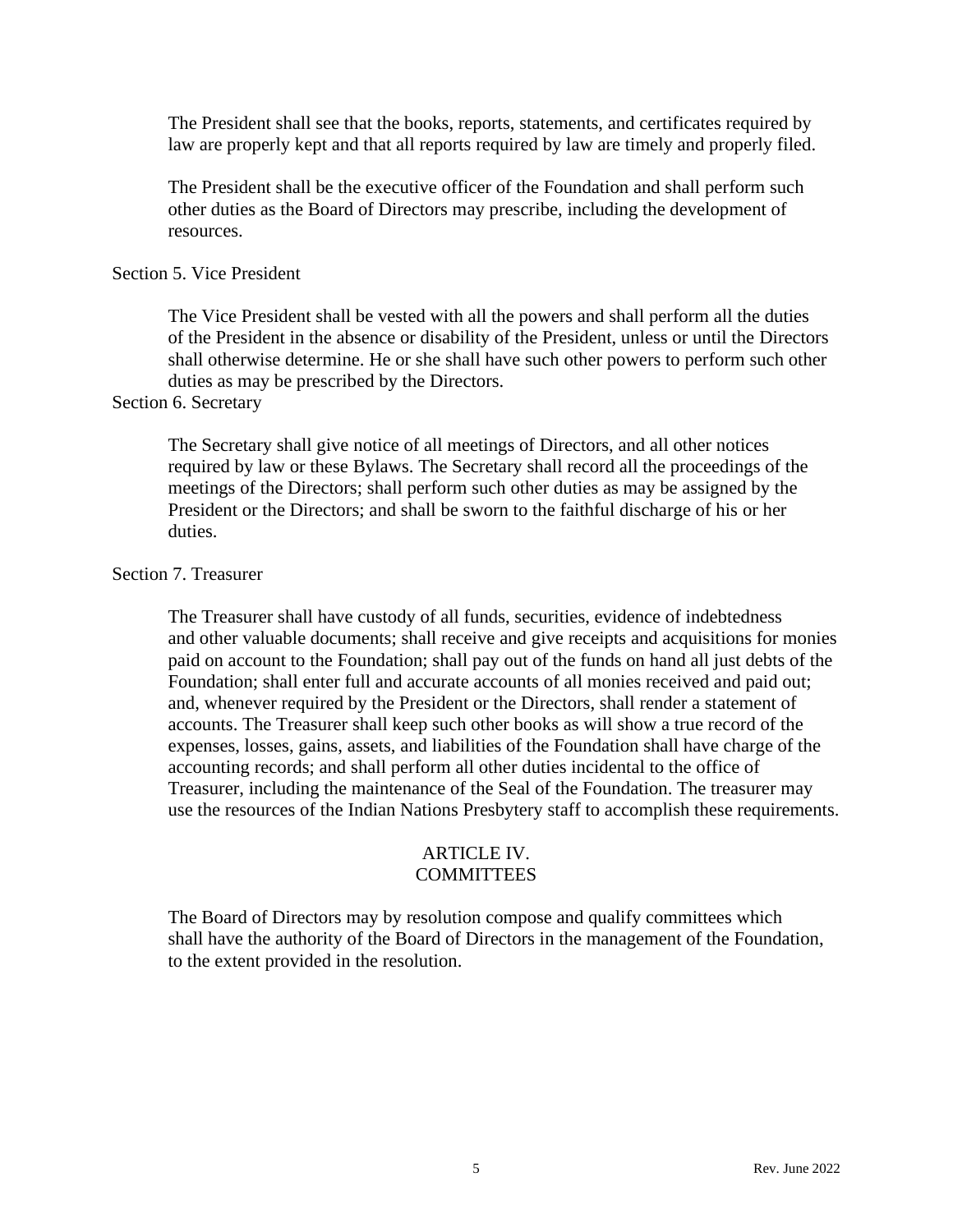The President shall see that the books, reports, statements, and certificates required by law are properly kept and that all reports required by law are timely and properly filed.

The President shall be the executive officer of the Foundation and shall perform such other duties as the Board of Directors may prescribe, including the development of resources.

Section 5. Vice President

The Vice President shall be vested with all the powers and shall perform all the duties of the President in the absence or disability of the President, unless or until the Directors shall otherwise determine. He or she shall have such other powers to perform such other duties as may be prescribed by the Directors.

Section 6. Secretary

The Secretary shall give notice of all meetings of Directors, and all other notices required by law or these Bylaws. The Secretary shall record all the proceedings of the meetings of the Directors; shall perform such other duties as may be assigned by the President or the Directors; and shall be sworn to the faithful discharge of his or her duties.

Section 7. Treasurer

The Treasurer shall have custody of all funds, securities, evidence of indebtedness and other valuable documents; shall receive and give receipts and acquisitions for monies paid on account to the Foundation; shall pay out of the funds on hand all just debts of the Foundation; shall enter full and accurate accounts of all monies received and paid out; and, whenever required by the President or the Directors, shall render a statement of accounts. The Treasurer shall keep such other books as will show a true record of the expenses, losses, gains, assets, and liabilities of the Foundation shall have charge of the accounting records; and shall perform all other duties incidental to the office of Treasurer, including the maintenance of the Seal of the Foundation. The treasurer may use the resources of the Indian Nations Presbytery staff to accomplish these requirements.

## ARTICLE IV.
## COMMITTEES

The Board of Directors may by resolution compose and qualify committees which shall have the authority of the Board of Directors in the management of the Foundation, to the extent provided in the resolution.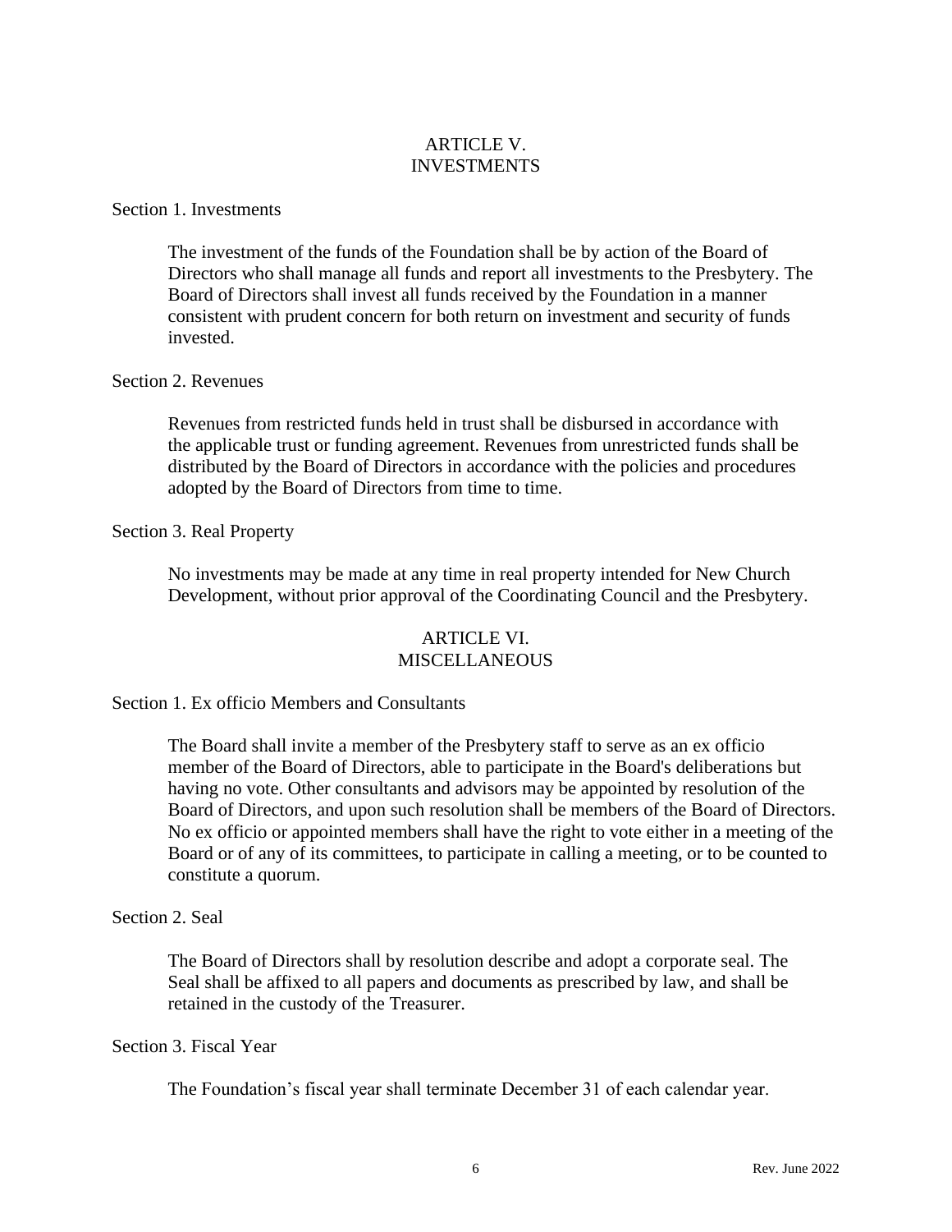## ARTICLE V.
## INVESTMENTS

### Section 1. Investments

The investment of the funds of the Foundation shall be by action of the Board of Directors who shall manage all funds and report all investments to the Presbytery. The Board of Directors shall invest all funds received by the Foundation in a manner consistent with prudent concern for both return on investment and security of funds invested.

### Section 2. Revenues

Revenues from restricted funds held in trust shall be disbursed in accordance with the applicable trust or funding agreement. Revenues from unrestricted funds shall be distributed by the Board of Directors in accordance with the policies and procedures adopted by the Board of Directors from time to time.

### Section 3. Real Property

No investments may be made at any time in real property intended for New Church Development, without prior approval of the Coordinating Council and the Presbytery.

## ARTICLE VI.
## MISCELLANEOUS

### Section 1. Ex officio Members and Consultants

The Board shall invite a member of the Presbytery staff to serve as an ex officio member of the Board of Directors, able to participate in the Board's deliberations but having no vote. Other consultants and advisors may be appointed by resolution of the Board of Directors, and upon such resolution shall be members of the Board of Directors. No ex officio or appointed members shall have the right to vote either in a meeting of the Board or of any of its committees, to participate in calling a meeting, or to be counted to constitute a quorum.

### Section 2. Seal

The Board of Directors shall by resolution describe and adopt a corporate seal. The Seal shall be affixed to all papers and documents as prescribed by law, and shall be retained in the custody of the Treasurer.

### Section 3. Fiscal Year

The Foundation's fiscal year shall terminate December 31 of each calendar year.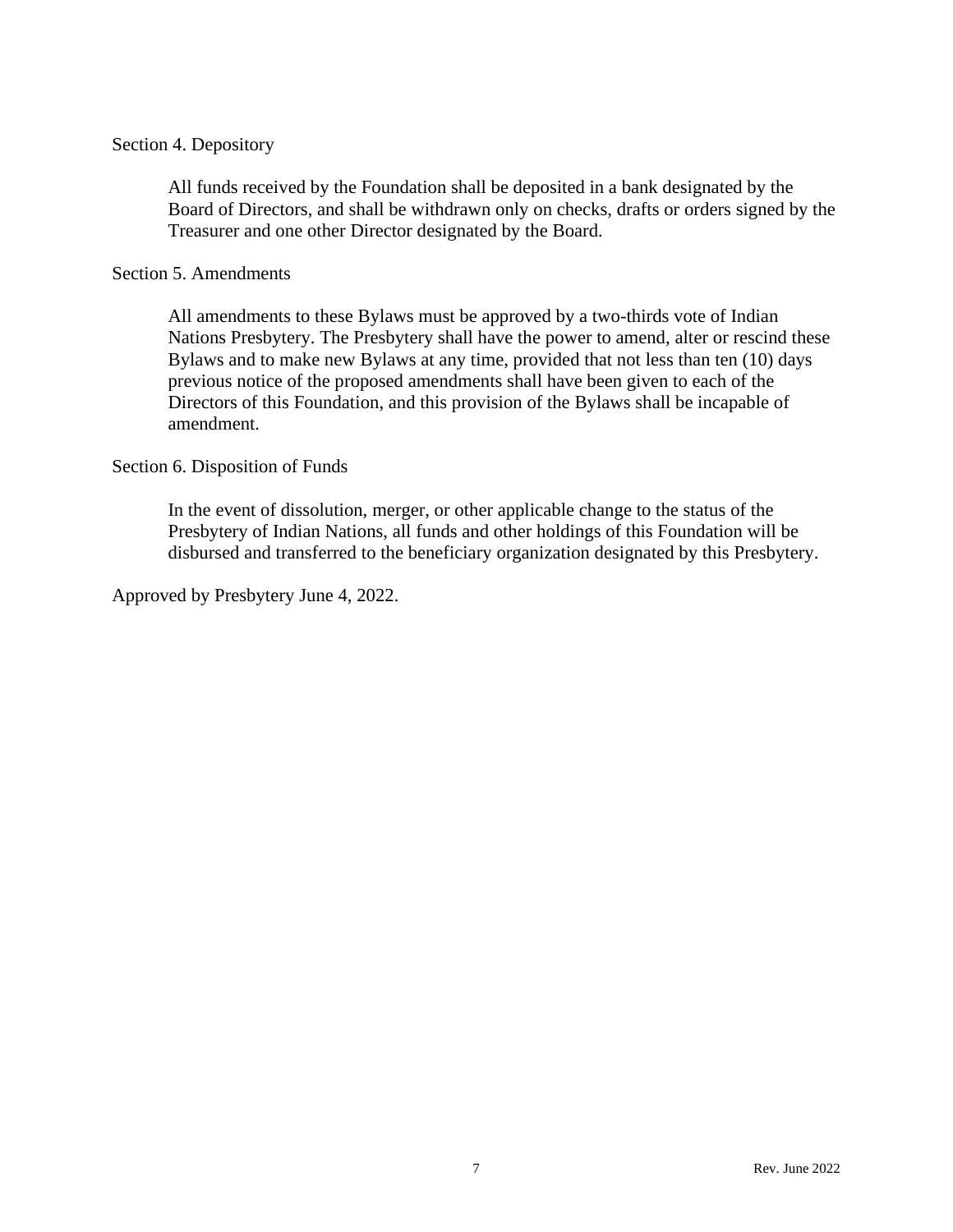Section 4. Depository

All funds received by the Foundation shall be deposited in a bank designated by the Board of Directors, and shall be withdrawn only on checks, drafts or orders signed by the Treasurer and one other Director designated by the Board.

Section 5. Amendments

All amendments to these Bylaws must be approved by a two-thirds vote of Indian Nations Presbytery. The Presbytery shall have the power to amend, alter or rescind these Bylaws and to make new Bylaws at any time, provided that not less than ten (10) days previous notice of the proposed amendments shall have been given to each of the Directors of this Foundation, and this provision of the Bylaws shall be incapable of amendment.

Section 6. Disposition of Funds

In the event of dissolution, merger, or other applicable change to the status of the Presbytery of Indian Nations, all funds and other holdings of this Foundation will be disbursed and transferred to the beneficiary organization designated by this Presbytery.

Approved by Presbytery June 4, 2022.